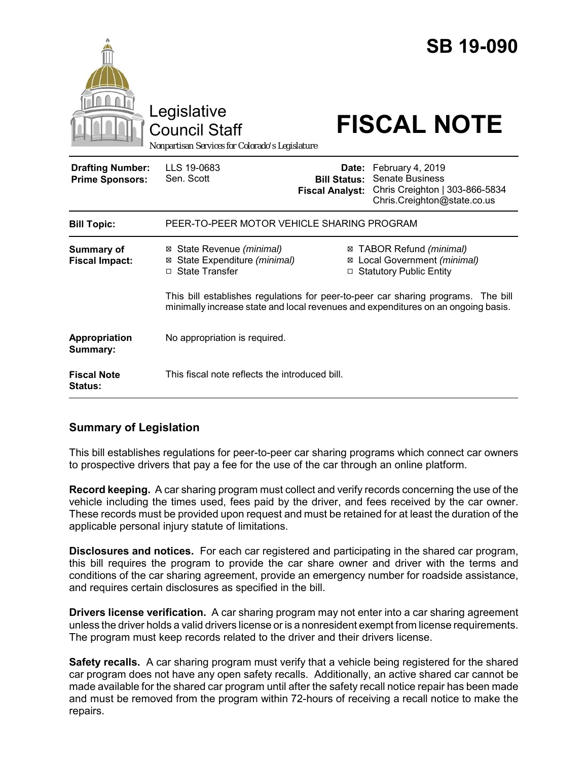# SB 19-090

Legislative Council Staff

*Nonpartisan Services for Colorado's Legislature*

# FISCAL NOTE

| | | | |
|---|---|---|---|
| **Drafting Number:** | LLS 19-0683 | **Date:** | February 4, 2019 |
| **Prime Sponsors:** | Sen. Scott | **Bill Status:** | Senate Business |
| | | **Fiscal Analyst:** | Chris Creighton \| 303-866-5834 Chris.Creighton@state.co.us |

| | |
|---|---|
| **Bill Topic:** | PEER-TO-PEER MOTOR VEHICLE SHARING PROGRAM |
| **Summary of Fiscal Impact:** | ☒ State Revenue *(minimal)* ☒ State Expenditure *(minimal)* ☐ State Transfer ☒ TABOR Refund *(minimal)* ☒ Local Government *(minimal)* ☐ Statutory Public Entity<br><br>This bill establishes regulations for peer-to-peer car sharing programs. The bill minimally increase state and local revenues and expenditures on an ongoing basis. |
| **Appropriation Summary:** | No appropriation is required. |
| **Fiscal Note Status:** | This fiscal note reflects the introduced bill. |

## Summary of Legislation

This bill establishes regulations for peer-to-peer car sharing programs which connect car owners to prospective drivers that pay a fee for the use of the car through an online platform.

**Record keeping.** A car sharing program must collect and verify records concerning the use of the vehicle including the times used, fees paid by the driver, and fees received by the car owner. These records must be provided upon request and must be retained for at least the duration of the applicable personal injury statute of limitations.

**Disclosures and notices.** For each car registered and participating in the shared car program, this bill requires the program to provide the car share owner and driver with the terms and conditions of the car sharing agreement, provide an emergency number for roadside assistance, and requires certain disclosures as specified in the bill.

**Drivers license verification.** A car sharing program may not enter into a car sharing agreement unless the driver holds a valid drivers license or is a nonresident exempt from license requirements. The program must keep records related to the driver and their drivers license.

**Safety recalls.** A car sharing program must verify that a vehicle being registered for the shared car program does not have any open safety recalls. Additionally, an active shared car cannot be made available for the shared car program until after the safety recall notice repair has been made and must be removed from the program within 72-hours of receiving a recall notice to make the repairs.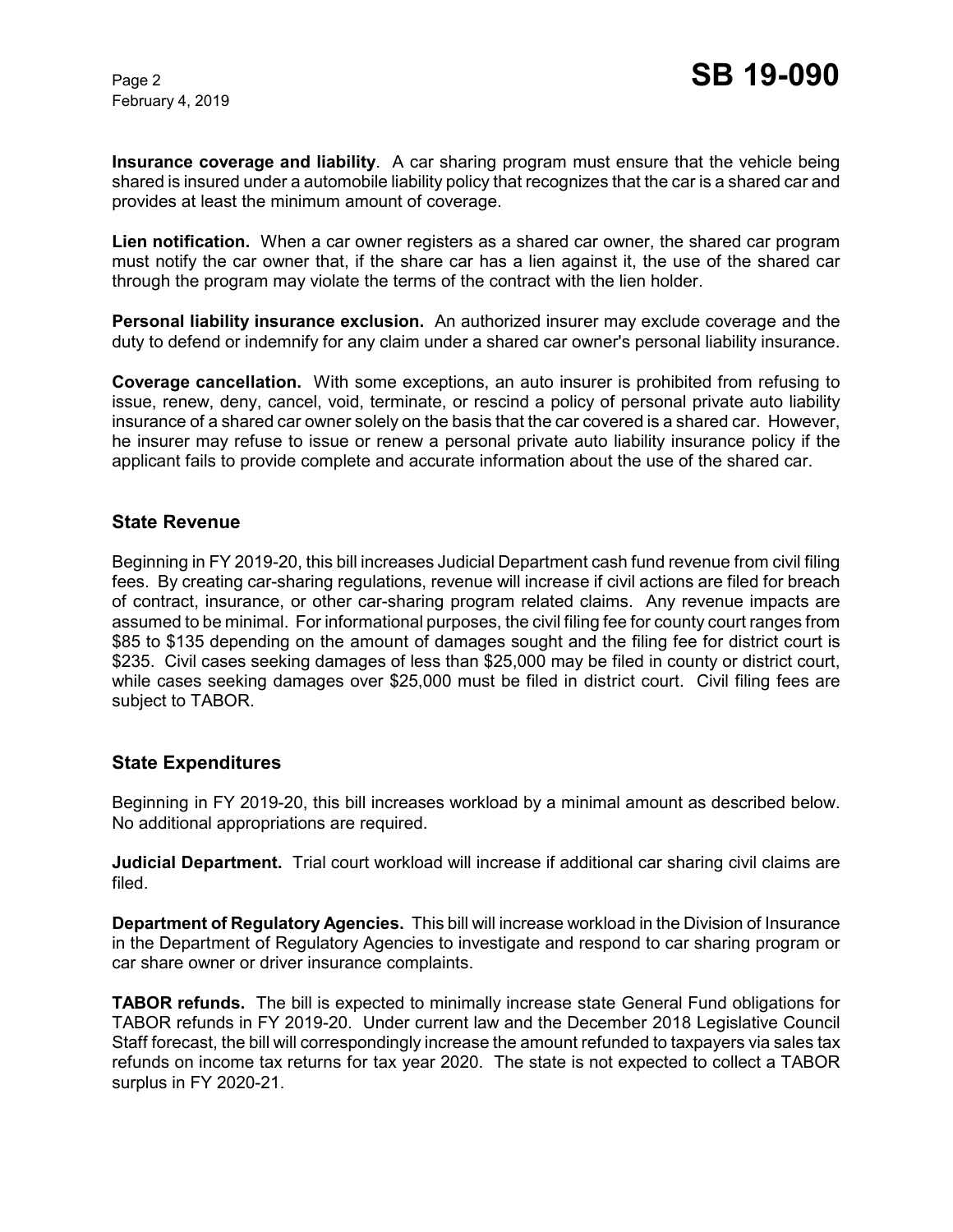**Insurance coverage and liability**. A car sharing program must ensure that the vehicle being shared is insured under a automobile liability policy that recognizes that the car is a shared car and provides at least the minimum amount of coverage.

**Lien notification.** When a car owner registers as a shared car owner, the shared car program must notify the car owner that, if the share car has a lien against it, the use of the shared car through the program may violate the terms of the contract with the lien holder.

**Personal liability insurance exclusion.** An authorized insurer may exclude coverage and the duty to defend or indemnify for any claim under a shared car owner's personal liability insurance.

**Coverage cancellation.** With some exceptions, an auto insurer is prohibited from refusing to issue, renew, deny, cancel, void, terminate, or rescind a policy of personal private auto liability insurance of a shared car owner solely on the basis that the car covered is a shared car. However, he insurer may refuse to issue or renew a personal private auto liability insurance policy if the applicant fails to provide complete and accurate information about the use of the shared car.

## State Revenue

Beginning in FY 2019-20, this bill increases Judicial Department cash fund revenue from civil filing fees. By creating car-sharing regulations, revenue will increase if civil actions are filed for breach of contract, insurance, or other car-sharing program related claims. Any revenue impacts are assumed to be minimal. For informational purposes, the civil filing fee for county court ranges from $85 to $135 depending on the amount of damages sought and the filing fee for district court is $235. Civil cases seeking damages of less than $25,000 may be filed in county or district court, while cases seeking damages over $25,000 must be filed in district court. Civil filing fees are subject to TABOR.

## State Expenditures

Beginning in FY 2019-20, this bill increases workload by a minimal amount as described below. No additional appropriations are required.

**Judicial Department.** Trial court workload will increase if additional car sharing civil claims are filed.

**Department of Regulatory Agencies.** This bill will increase workload in the Division of Insurance in the Department of Regulatory Agencies to investigate and respond to car sharing program or car share owner or driver insurance complaints.

**TABOR refunds.** The bill is expected to minimally increase state General Fund obligations for TABOR refunds in FY 2019-20. Under current law and the December 2018 Legislative Council Staff forecast, the bill will correspondingly increase the amount refunded to taxpayers via sales tax refunds on income tax returns for tax year 2020. The state is not expected to collect a TABOR surplus in FY 2020-21.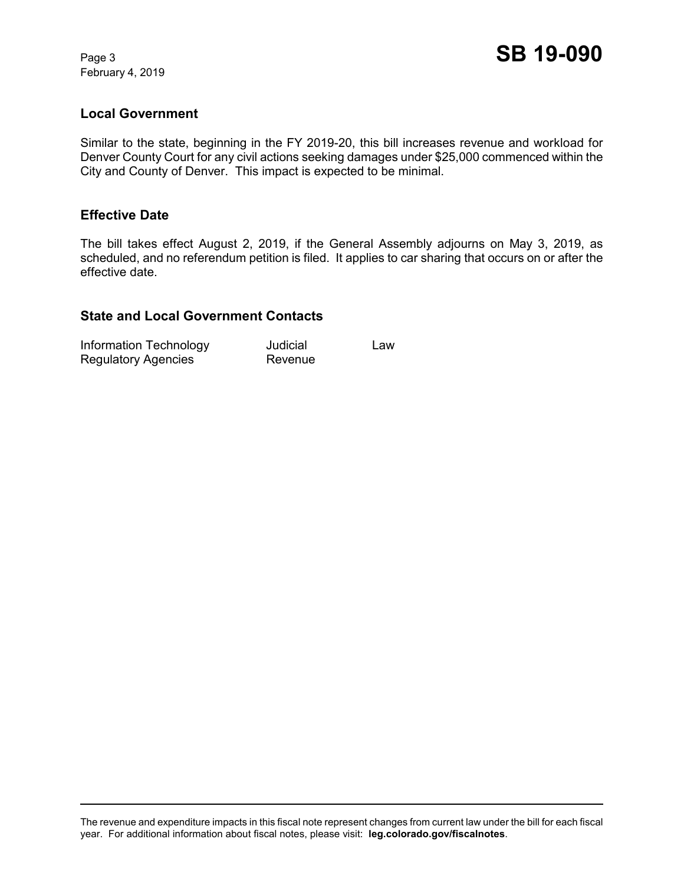## Local Government

Similar to the state, beginning in the FY 2019-20, this bill increases revenue and workload for Denver County Court for any civil actions seeking damages under $25,000 commenced within the City and County of Denver. This impact is expected to be minimal.

## Effective Date

The bill takes effect August 2, 2019, if the General Assembly adjourns on May 3, 2019, as scheduled, and no referendum petition is filed. It applies to car sharing that occurs on or after the effective date.

## State and Local Government Contacts

| | | |
|---|---|---|
| Information Technology | Judicial | Law |
| Regulatory Agencies | Revenue | |

The revenue and expenditure impacts in this fiscal note represent changes from current law under the bill for each fiscal year. For additional information about fiscal notes, please visit: **leg.colorado.gov/fiscalnotes**.